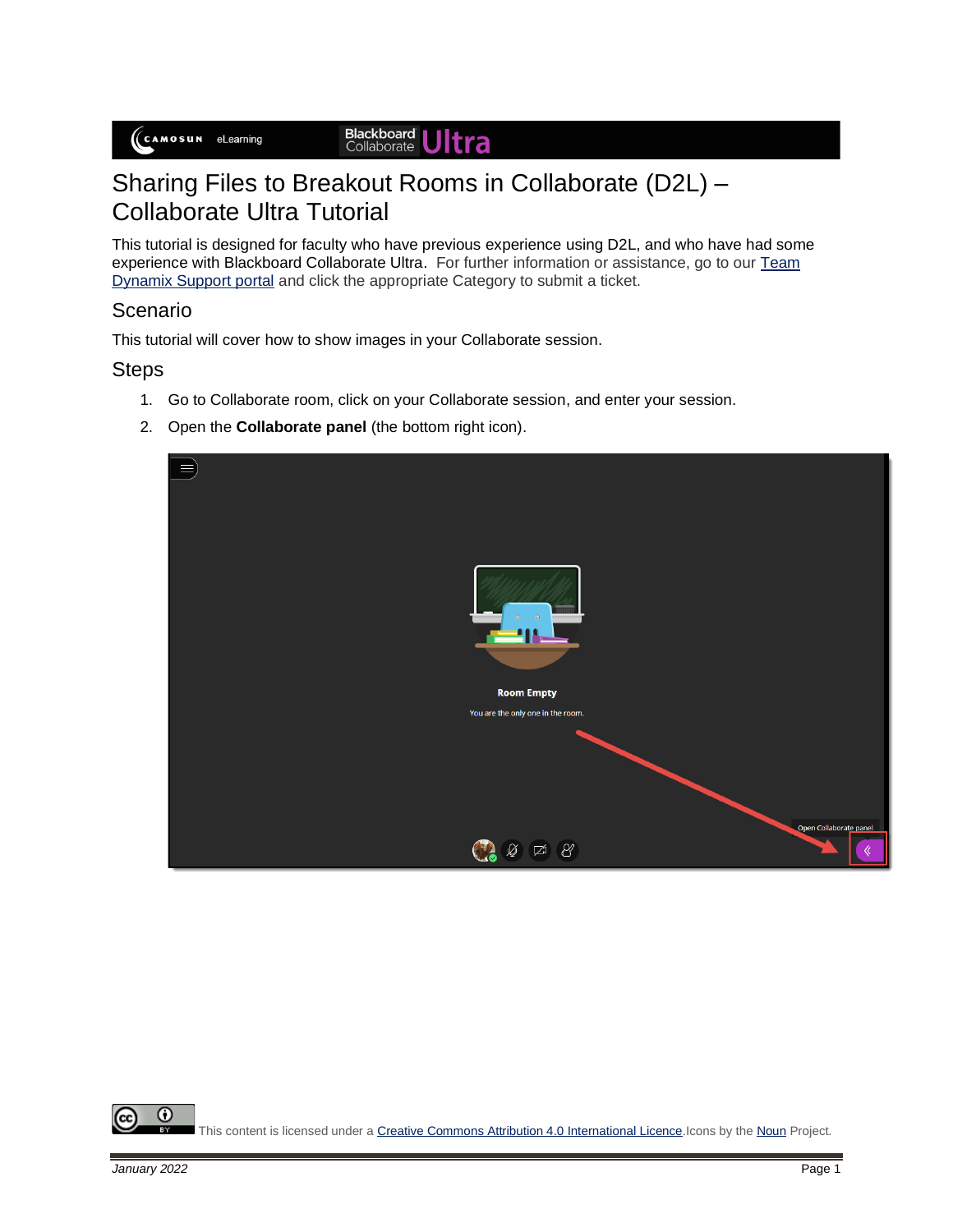# Sharing Files to Breakout Rooms in Collaborate (D2L) – Collaborate Ultra Tutorial

This tutorial is designed for faculty who have previous experience using D2L, and who have had some experience with Blackboard Collaborate Ultra. For further information or assistance, go to our [Team Dynamix Support portal]() and click the appropriate Category to submit a ticket.

## Scenario

This tutorial will cover how to show images in your Collaborate session.

## Steps

1. Go to Collaborate room, click on your Collaborate session, and enter your session.
2. Open the **Collaborate panel** (the bottom right icon).

This content is licensed under a [Creative Commons Attribution 4.0 International Licence](). Icons by the [Noun]() Project.

*January 2022*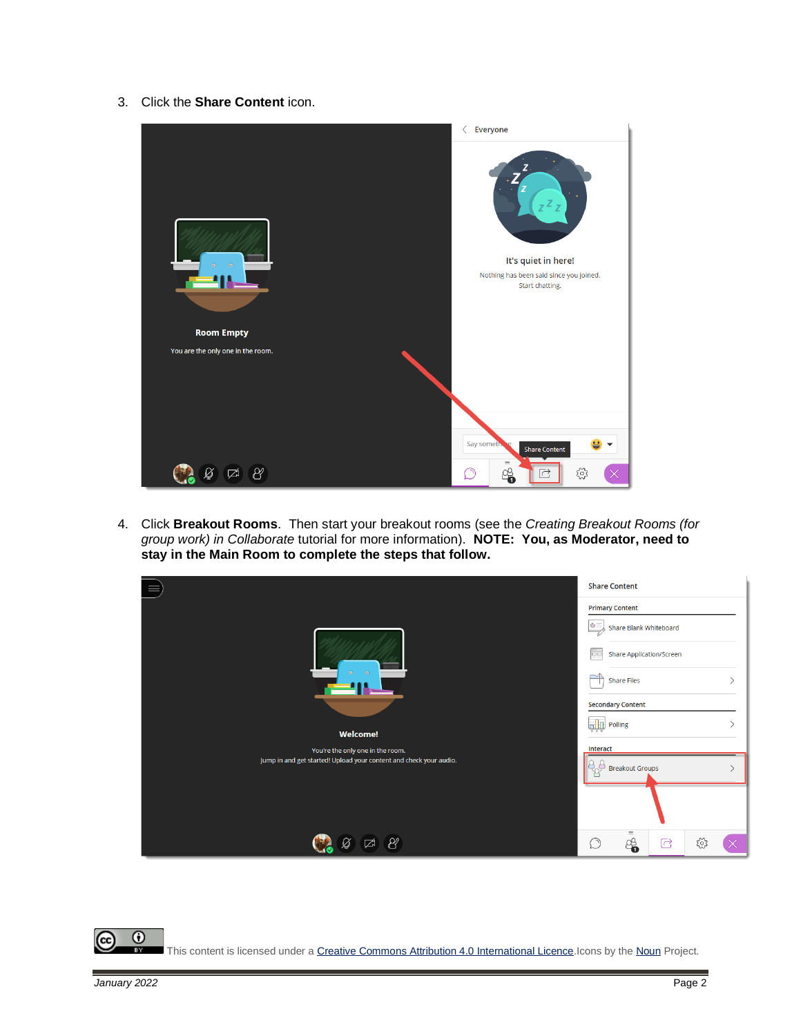3. Click the **Share Content** icon.

4. Click **Breakout Rooms**. Then start your breakout rooms (see the *Creating Breakout Rooms (for group work) in Collaborate* tutorial for more information). **NOTE: You, as Moderator, need to stay in the Main Room to complete the steps that follow.**

This content is licensed under a Creative Commons Attribution 4.0 International Licence. Icons by the Noun Project.

*January 2022*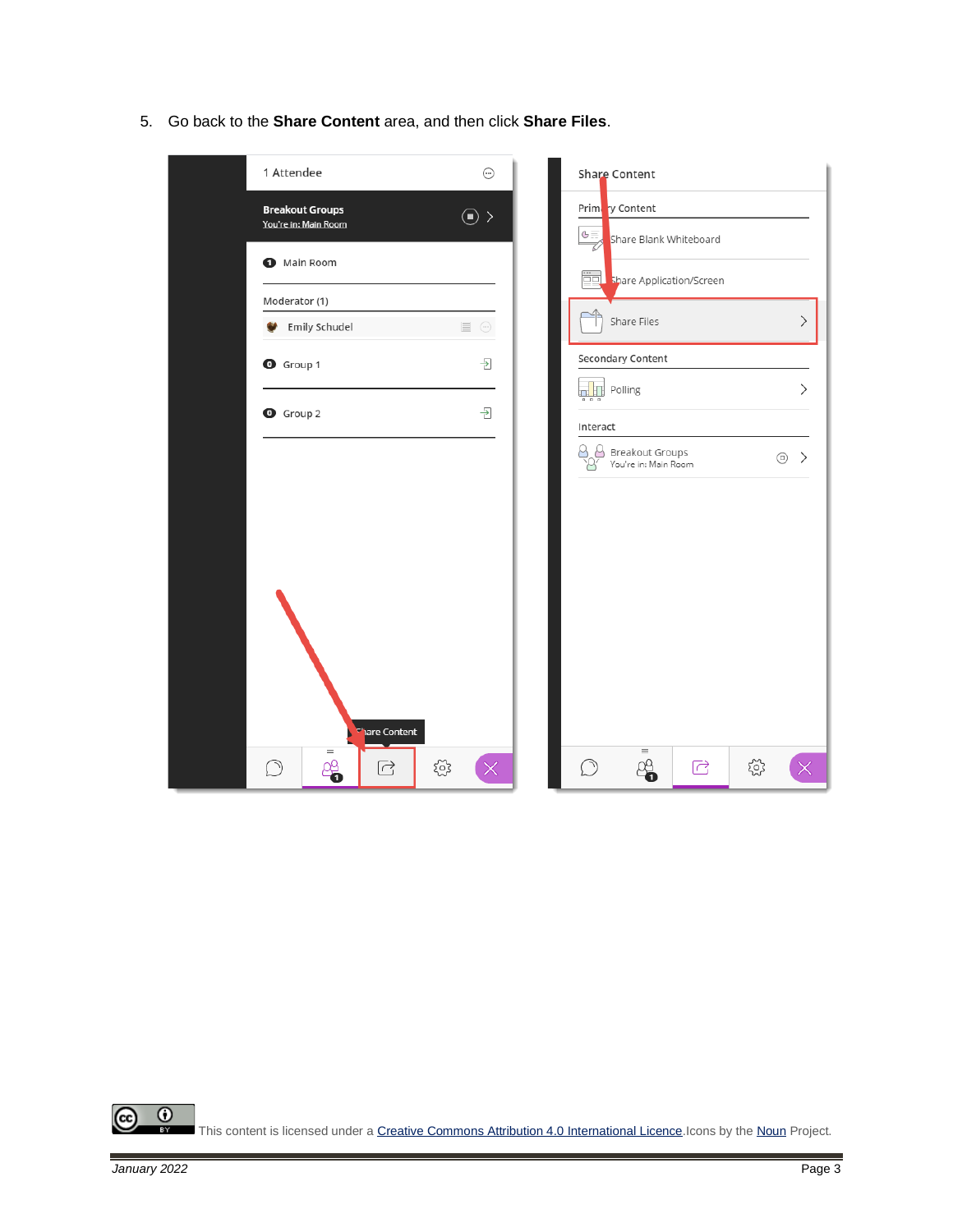5. Go back to the **Share Content** area, and then click **Share Files**.

This content is licensed under a [Creative Commons Attribution 4.0 International Licence](). Icons by the [Noun]() Project.

*January 2022*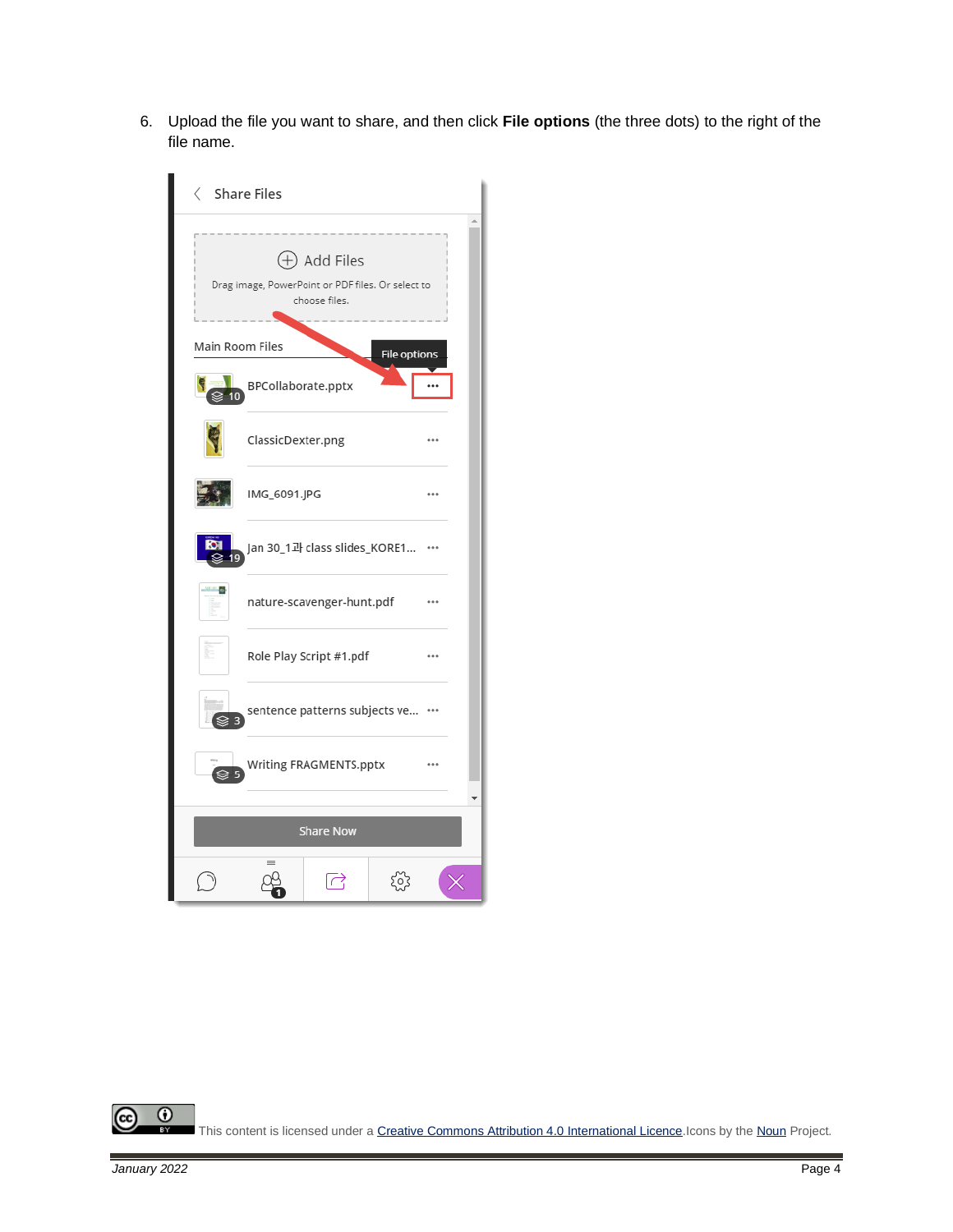6. Upload the file you want to share, and then click **File options** (the three dots) to the right of the file name.

This content is licensed under a Creative Commons Attribution 4.0 International Licence. Icons by the Noun Project.

January 2022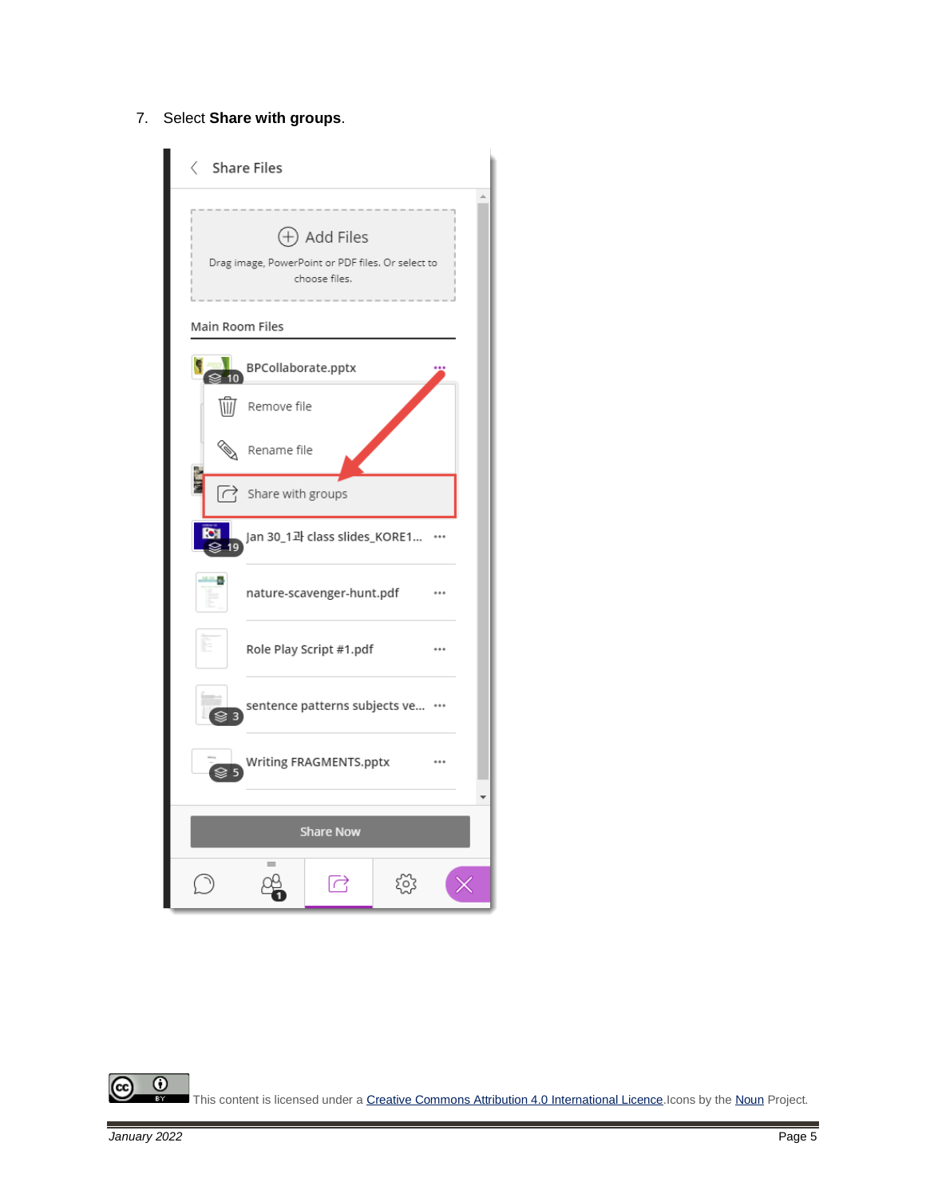7. Select **Share with groups**.

This content is licensed under a Creative Commons Attribution 4.0 International Licence. Icons by the Noun Project.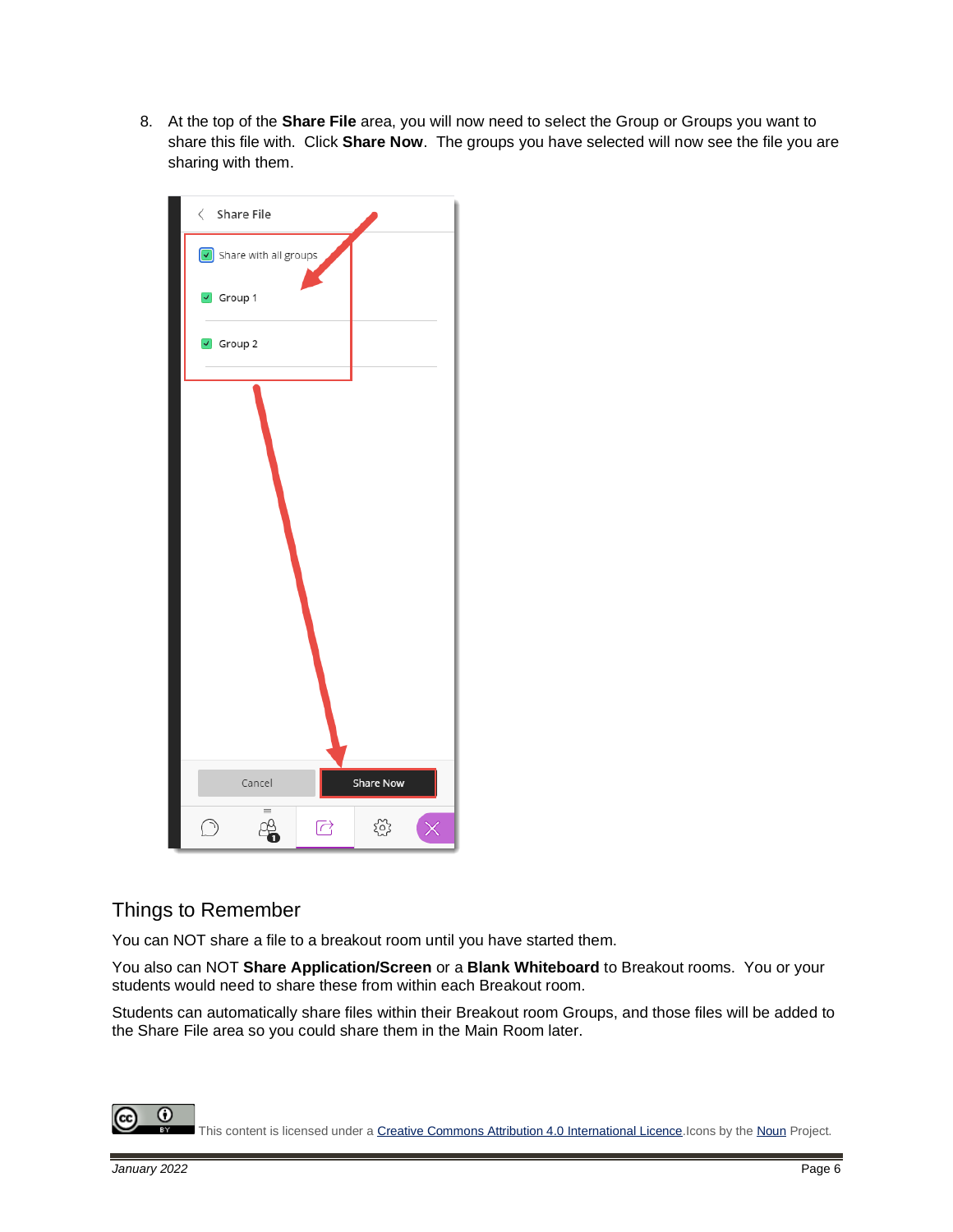8. At the top of the **Share File** area, you will now need to select the Group or Groups you want to share this file with. Click **Share Now**. The groups you have selected will now see the file you are sharing with them.

## Things to Remember

You can NOT share a file to a breakout room until you have started them.

You also can NOT **Share Application/Screen** or a **Blank Whiteboard** to Breakout rooms. You or your students would need to share these from within each Breakout room.

Students can automatically share files within their Breakout room Groups, and those files will be added to the Share File area so you could share them in the Main Room later.

This content is licensed under a Creative Commons Attribution 4.0 International Licence. Icons by the Noun Project.

*January 2022*